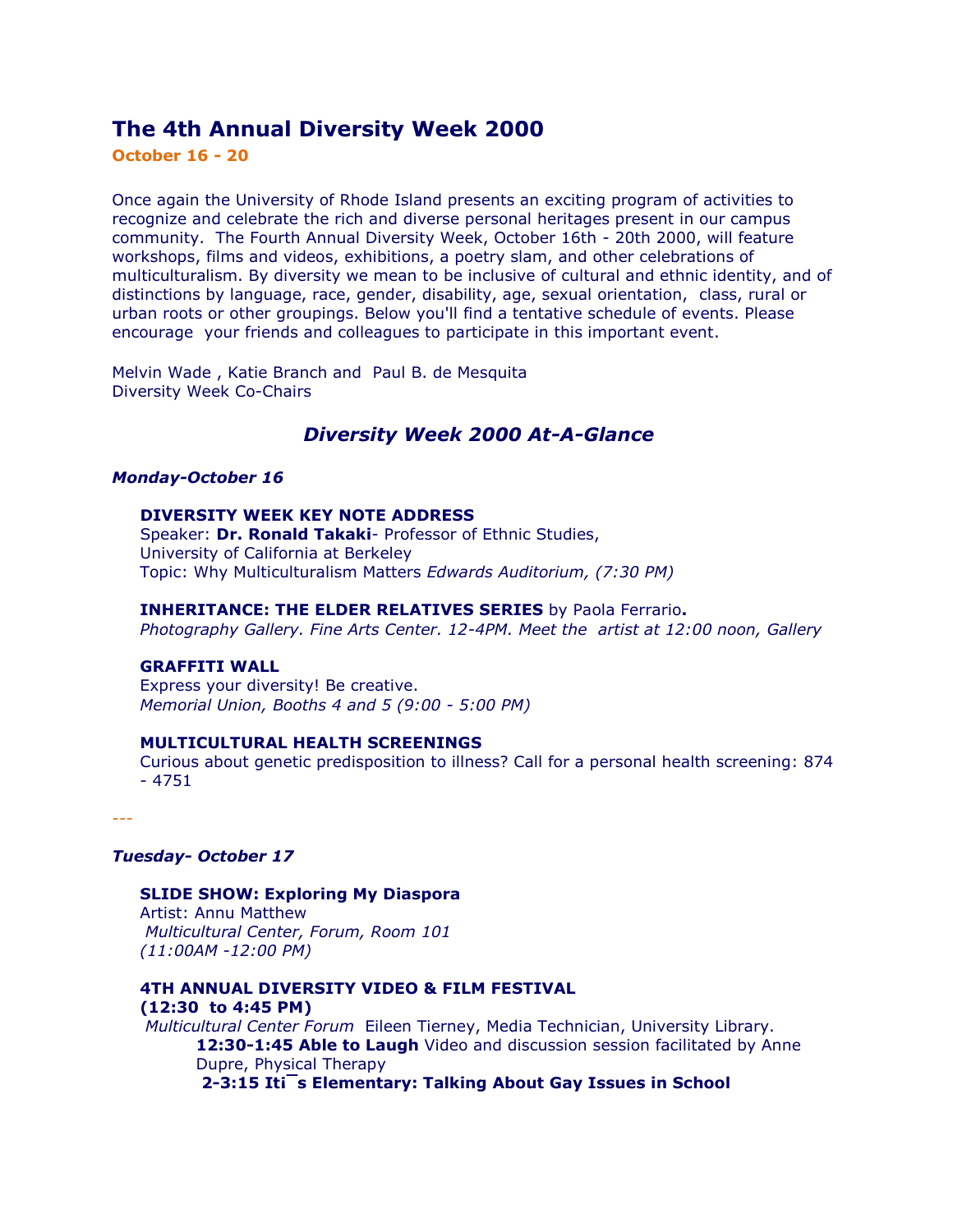# The 4th Annual Diversity Week 2000

**October 16 - 20**

Once again the University of Rhode Island presents an exciting program of activities to recognize and celebrate the rich and diverse personal heritages present in our campus community. The Fourth Annual Diversity Week, October 16th - 20th 2000, will feature workshops, films and videos, exhibitions, a poetry slam, and other celebrations of multiculturalism. By diversity we mean to be inclusive of cultural and ethnic identity, and of distinctions by language, race, gender, disability, age, sexual orientation, class, rural or urban roots or other groupings. Below you'll find a tentative schedule of events. Please encourage your friends and colleagues to participate in this important event.

Melvin Wade , Katie Branch and Paul B. de Mesquita
Diversity Week Co-Chairs

## *Diversity Week 2000 At-A-Glance*

### *Monday-October 16*

**DIVERSITY WEEK KEY NOTE ADDRESS**
Speaker: **Dr. Ronald Takaki**- Professor of Ethnic Studies, University of California at Berkeley
Topic: Why Multiculturalism Matters *Edwards Auditorium, (7:30 PM)*

**INHERITANCE: THE ELDER RELATIVES SERIES** by Paola Ferrario**.**
*Photography Gallery. Fine Arts Center. 12-4PM. Meet the artist at 12:00 noon, Gallery*

**GRAFFITI WALL**
Express your diversity! Be creative.
*Memorial Union, Booths 4 and 5 (9:00 - 5:00 PM)*

**MULTICULTURAL HEALTH SCREENINGS**
Curious about genetic predisposition to illness? Call for a personal health screening: 874 - 4751

---

### *Tuesday- October 17*

**SLIDE SHOW: Exploring My Diaspora**
Artist: Annu Matthew
*Multicultural Center, Forum, Room 101*
*(11:00AM -12:00 PM)*

**4TH ANNUAL DIVERSITY VIDEO & FILM FESTIVAL**
**(12:30 to 4:45 PM)**
*Multicultural Center Forum* Eileen Tierney, Media Technician, University Library.

- **12:30-1:45 Able to Laugh** Video and discussion session facilitated by Anne Dupre, Physical Therapy
- **2-3:15 Iti¯s Elementary: Talking About Gay Issues in School**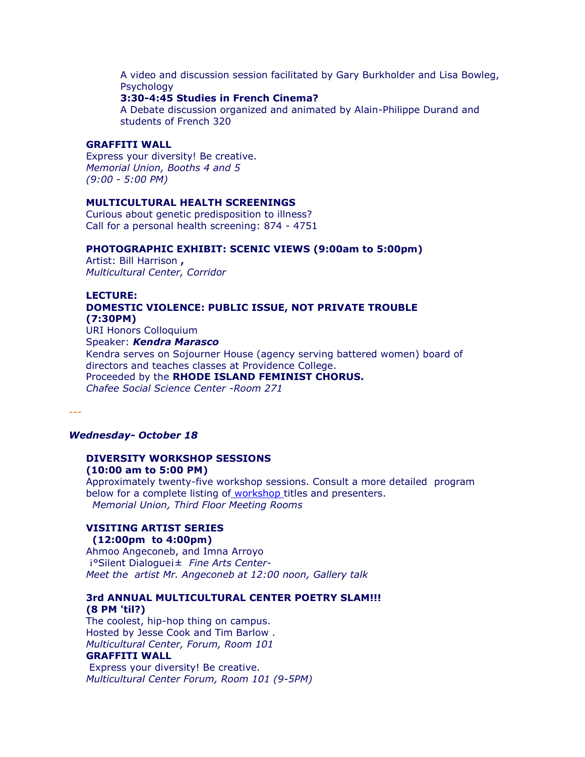A video and discussion session facilitated by Gary Burkholder and Lisa Bowleg, Psychology

**3:30-4:45 Studies in French Cinema?**

A Debate discussion organized and animated by Alain-Philippe Durand and students of French 320

**GRAFFITI WALL**

Express your diversity! Be creative.

*Memorial Union, Booths 4 and 5*

*(9:00 - 5:00 PM)*

**MULTICULTURAL HEALTH SCREENINGS**

Curious about genetic predisposition to illness?

Call for a personal health screening: 874 - 4751

**PHOTOGRAPHIC EXHIBIT: SCENIC VIEWS (9:00am to 5:00pm)**

Artist: Bill Harrison **,**

*Multicultural Center, Corridor*

**LECTURE:**

**DOMESTIC VIOLENCE: PUBLIC ISSUE, NOT PRIVATE TROUBLE (7:30PM)**

URI Honors Colloquium

Speaker: ***Kendra Marasco***

Kendra serves on Sojourner House (agency serving battered women) board of directors and teaches classes at Providence College.

Proceeded by the **RHODE ISLAND FEMINIST CHORUS.**

*Chafee Social Science Center -Room 271*

---

***Wednesday- October 18***

**DIVERSITY WORKSHOP SESSIONS**

**(10:00 am to 5:00 PM)**

Approximately twenty-five workshop sessions. Consult a more detailed program below for a complete listing of workshop titles and presenters.

*Memorial Union, Third Floor Meeting Rooms*

**VISITING ARTIST SERIES**

**(12:00pm to 4:00pm)**

Ahmoo Angeconeb, and Imna Arroyo

¡°Silent Dialogue¡± *Fine Arts Center-*

*Meet the artist Mr. Angeconeb at 12:00 noon, Gallery talk*

**3rd ANNUAL MULTICULTURAL CENTER POETRY SLAM!!!**

**(8 PM 'til?)**

The coolest, hip-hop thing on campus.

Hosted by Jesse Cook and Tim Barlow .

*Multicultural Center, Forum, Room 101*

**GRAFFITI WALL**

Express your diversity! Be creative.

*Multicultural Center Forum, Room 101 (9-5PM)*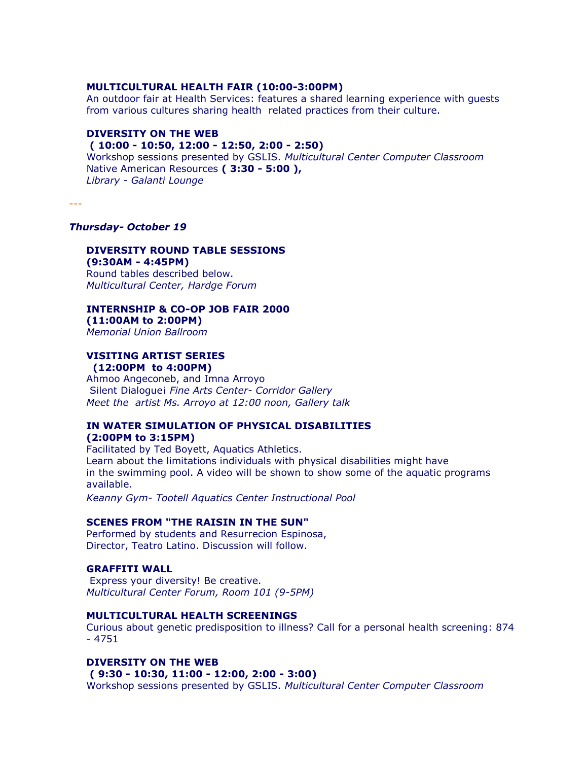**MULTICULTURAL HEALTH FAIR (10:00-3:00PM)**
An outdoor fair at Health Services: features a shared learning experience with guests from various cultures sharing health related practices from their culture.

**DIVERSITY ON THE WEB**
**( 10:00 - 10:50, 12:00 - 12:50, 2:00 - 2:50)**
Workshop sessions presented by GSLIS. *Multicultural Center Computer Classroom*
Native American Resources **( 3:30 - 5:00 ),**
*Library - Galanti Lounge*

---

***Thursday- October 19***

**DIVERSITY ROUND TABLE SESSIONS**
**(9:30AM - 4:45PM)**
Round tables described below.
*Multicultural Center, Hardge Forum*

**INTERNSHIP & CO-OP JOB FAIR 2000**
**(11:00AM to 2:00PM)**
*Memorial Union Ballroom*

**VISITING ARTIST SERIES**
**(12:00PM to 4:00PM)**
Ahmoo Angeconeb, and Imna Arroyo
Silent Dialoguei *Fine Arts Center- Corridor Gallery*
*Meet the artist Ms. Arroyo at 12:00 noon, Gallery talk*

**IN WATER SIMULATION OF PHYSICAL DISABILITIES**
**(2:00PM to 3:15PM)**
Facilitated by Ted Boyett, Aquatics Athletics.
Learn about the limitations individuals with physical disabilities might have in the swimming pool. A video will be shown to show some of the aquatic programs available.
*Keanny Gym- Tootell Aquatics Center Instructional Pool*

**SCENES FROM "THE RAISIN IN THE SUN"**
Performed by students and Resurrecion Espinosa, Director, Teatro Latino. Discussion will follow.

**GRAFFITI WALL**
Express your diversity! Be creative.
*Multicultural Center Forum, Room 101 (9-5PM)*

**MULTICULTURAL HEALTH SCREENINGS**
Curious about genetic predisposition to illness? Call for a personal health screening: 874 - 4751

**DIVERSITY ON THE WEB**
**( 9:30 - 10:30, 11:00 - 12:00, 2:00 - 3:00)**
Workshop sessions presented by GSLIS. *Multicultural Center Computer Classroom*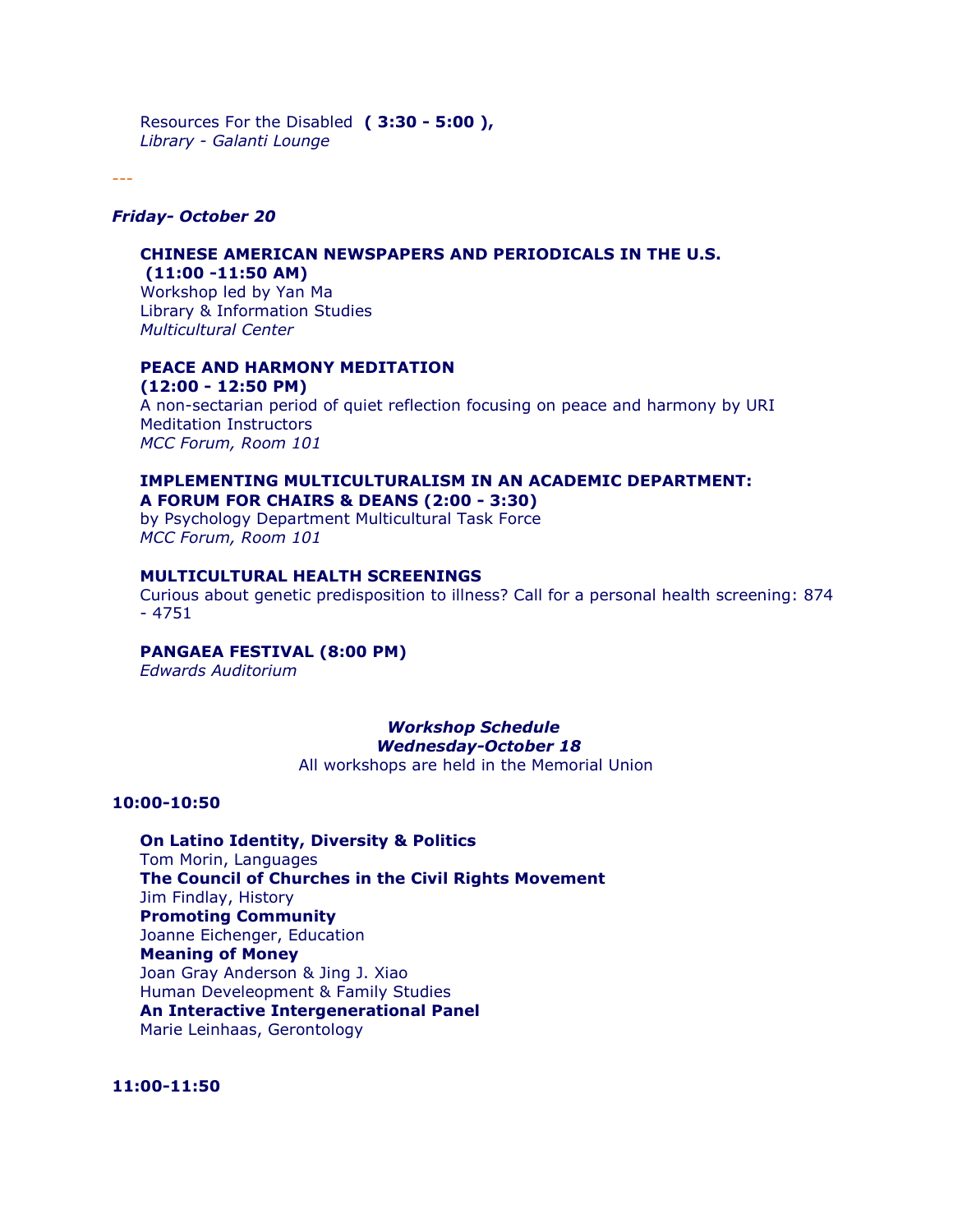Resources For the Disabled **( 3:30 - 5:00 ),**
*Library - Galanti Lounge*

---

*Friday- October 20*

**CHINESE AMERICAN NEWSPAPERS AND PERIODICALS IN THE U.S. (11:00 -11:50 AM)**
Workshop led by Yan Ma
Library & Information Studies
*Multicultural Center*

**PEACE AND HARMONY MEDITATION (12:00 - 12:50 PM)**
A non-sectarian period of quiet reflection focusing on peace and harmony by URI Meditation Instructors
*MCC Forum, Room 101*

**IMPLEMENTING MULTICULTURALISM IN AN ACADEMIC DEPARTMENT: A FORUM FOR CHAIRS & DEANS (2:00 - 3:30)**
by Psychology Department Multicultural Task Force
*MCC Forum, Room 101*

**MULTICULTURAL HEALTH SCREENINGS**
Curious about genetic predisposition to illness? Call for a personal health screening: 874 - 4751

**PANGAEA FESTIVAL (8:00 PM)**
*Edwards Auditorium*

***Workshop Schedule***
***Wednesday-October 18***
All workshops are held in the Memorial Union

**10:00-10:50**

**On Latino Identity, Diversity & Politics**
Tom Morin, Languages
**The Council of Churches in the Civil Rights Movement**
Jim Findlay, History
**Promoting Community**
Joanne Eichenger, Education
**Meaning of Money**
Joan Gray Anderson & Jing J. Xiao
Human Develeopment & Family Studies
**An Interactive Intergenerational Panel**
Marie Leinhaas, Gerontology

**11:00-11:50**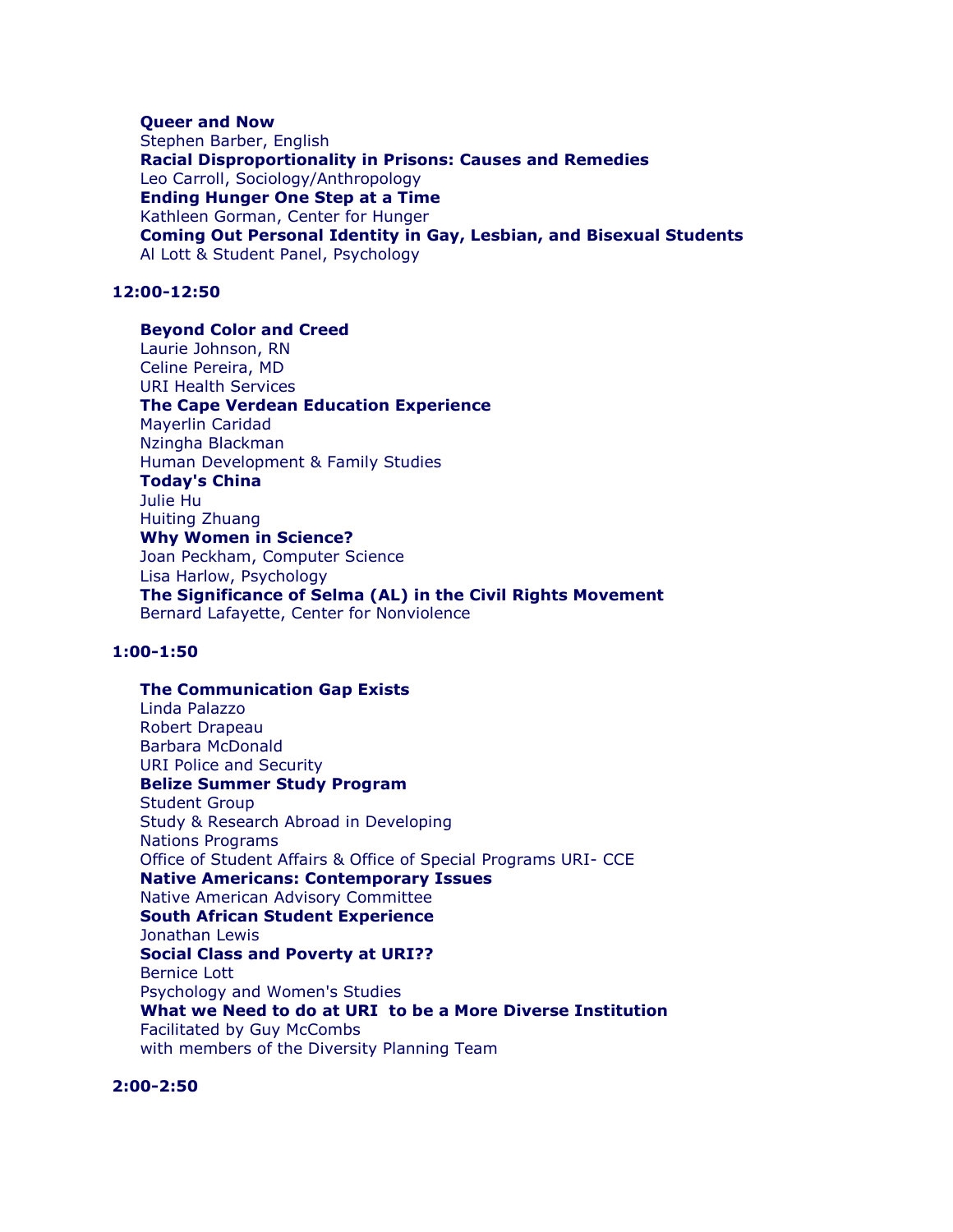**Queer and Now**
Stephen Barber, English
**Racial Disproportionality in Prisons: Causes and Remedies**
Leo Carroll, Sociology/Anthropology
**Ending Hunger One Step at a Time**
Kathleen Gorman, Center for Hunger
**Coming Out Personal Identity in Gay, Lesbian, and Bisexual Students**
Al Lott & Student Panel, Psychology

**12:00-12:50**

**Beyond Color and Creed**
Laurie Johnson, RN
Celine Pereira, MD
URI Health Services
**The Cape Verdean Education Experience**
Mayerlin Caridad
Nzingha Blackman
Human Development & Family Studies
**Today's China**
Julie Hu
Huiting Zhuang
**Why Women in Science?**
Joan Peckham, Computer Science
Lisa Harlow, Psychology
**The Significance of Selma (AL) in the Civil Rights Movement**
Bernard Lafayette, Center for Nonviolence

**1:00-1:50**

**The Communication Gap Exists**
Linda Palazzo
Robert Drapeau
Barbara McDonald
URI Police and Security
**Belize Summer Study Program**
Student Group
Study & Research Abroad in Developing
Nations Programs
Office of Student Affairs & Office of Special Programs URI- CCE
**Native Americans: Contemporary Issues**
Native American Advisory Committee
**South African Student Experience**
Jonathan Lewis
**Social Class and Poverty at URI??**
Bernice Lott
Psychology and Women's Studies
**What we Need to do at URI to be a More Diverse Institution**
Facilitated by Guy McCombs
with members of the Diversity Planning Team

**2:00-2:50**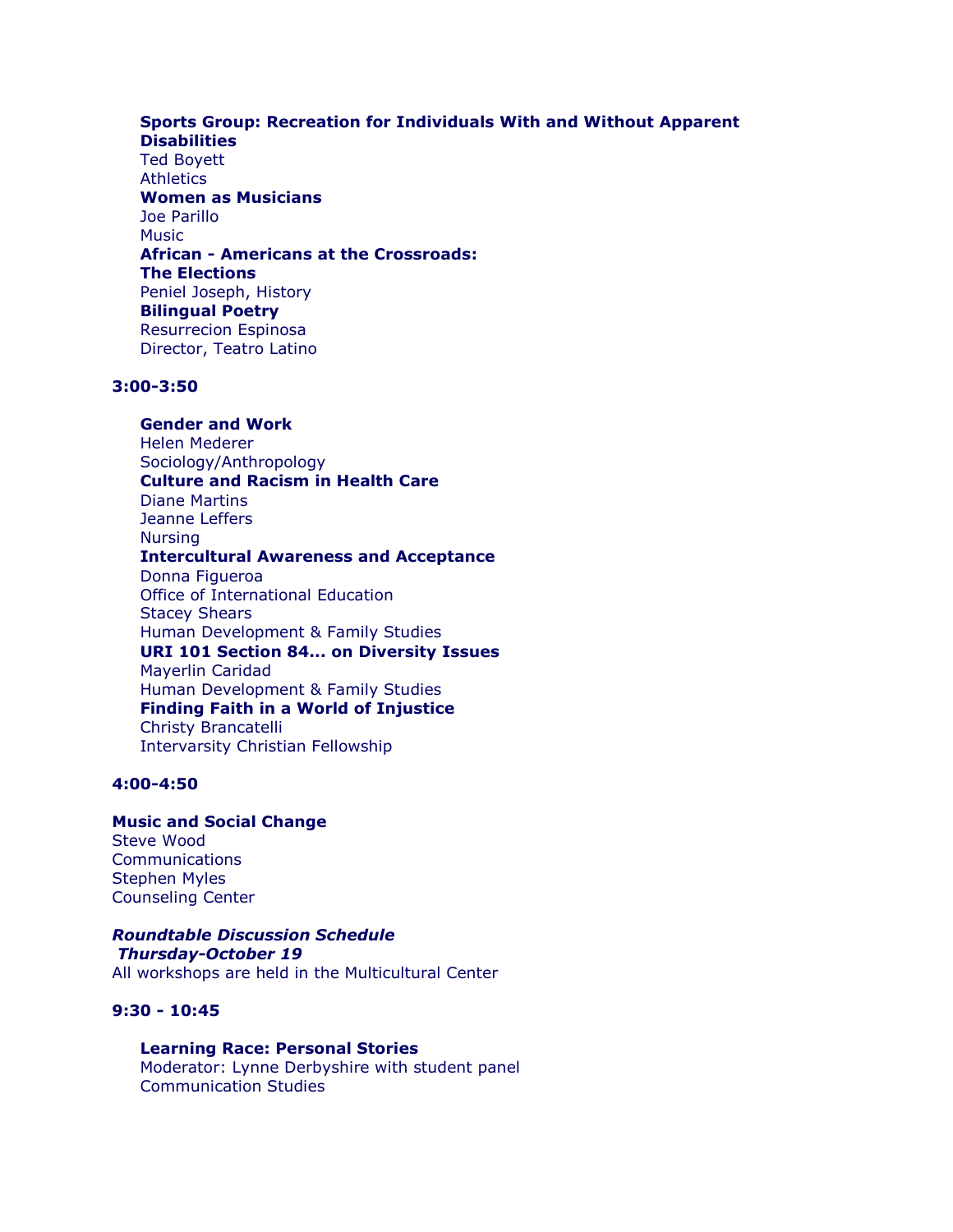**Sports Group: Recreation for Individuals With and Without Apparent Disabilities**
Ted Boyett
Athletics

**Women as Musicians**
Joe Parillo
Music

**African - Americans at the Crossroads: The Elections**
Peniel Joseph, History

**Bilingual Poetry**
Resurrecion Espinosa
Director, Teatro Latino

**3:00-3:50**

**Gender and Work**
Helen Mederer
Sociology/Anthropology

**Culture and Racism in Health Care**
Diane Martins
Jeanne Leffers
Nursing

**Intercultural Awareness and Acceptance**
Donna Figueroa
Office of International Education
Stacey Shears
Human Development & Family Studies

**URI 101 Section 84... on Diversity Issues**
Mayerlin Caridad
Human Development & Family Studies

**Finding Faith in a World of Injustice**
Christy Brancatelli
Intervarsity Christian Fellowship

**4:00-4:50**

**Music and Social Change**
Steve Wood
Communications
Stephen Myles
Counseling Center

***Roundtable Discussion Schedule***
***Thursday-October 19***
All workshops are held in the Multicultural Center

**9:30 - 10:45**

**Learning Race: Personal Stories**
Moderator: Lynne Derbyshire with student panel
Communication Studies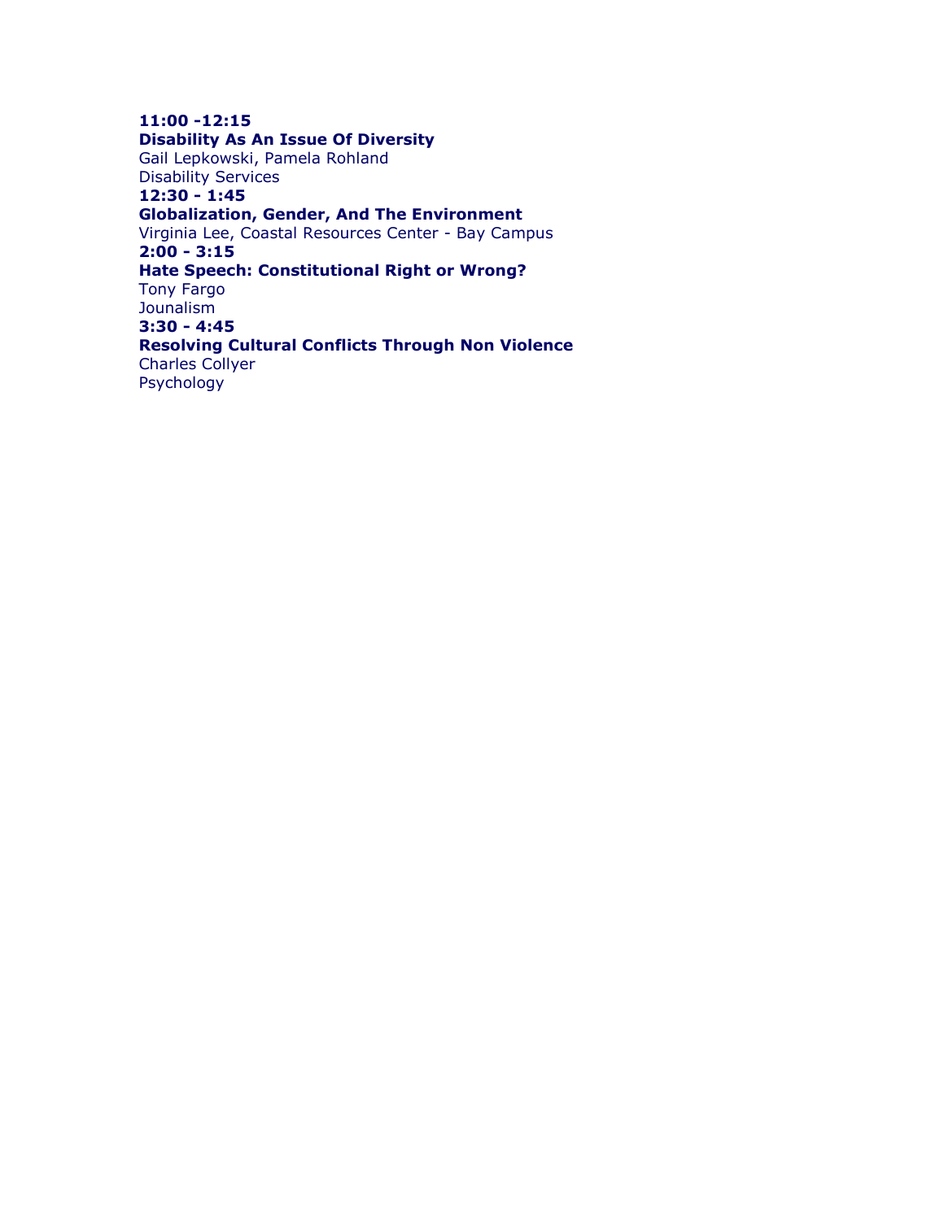**11:00 -12:15**
**Disability As An Issue Of Diversity**
Gail Lepkowski, Pamela Rohland
Disability Services
**12:30 - 1:45**
**Globalization, Gender, And The Environment**
Virginia Lee, Coastal Resources Center - Bay Campus
**2:00 - 3:15**
**Hate Speech: Constitutional Right or Wrong?**
Tony Fargo
Jounalism
**3:30 - 4:45**
**Resolving Cultural Conflicts Through Non Violence**
Charles Collyer
Psychology